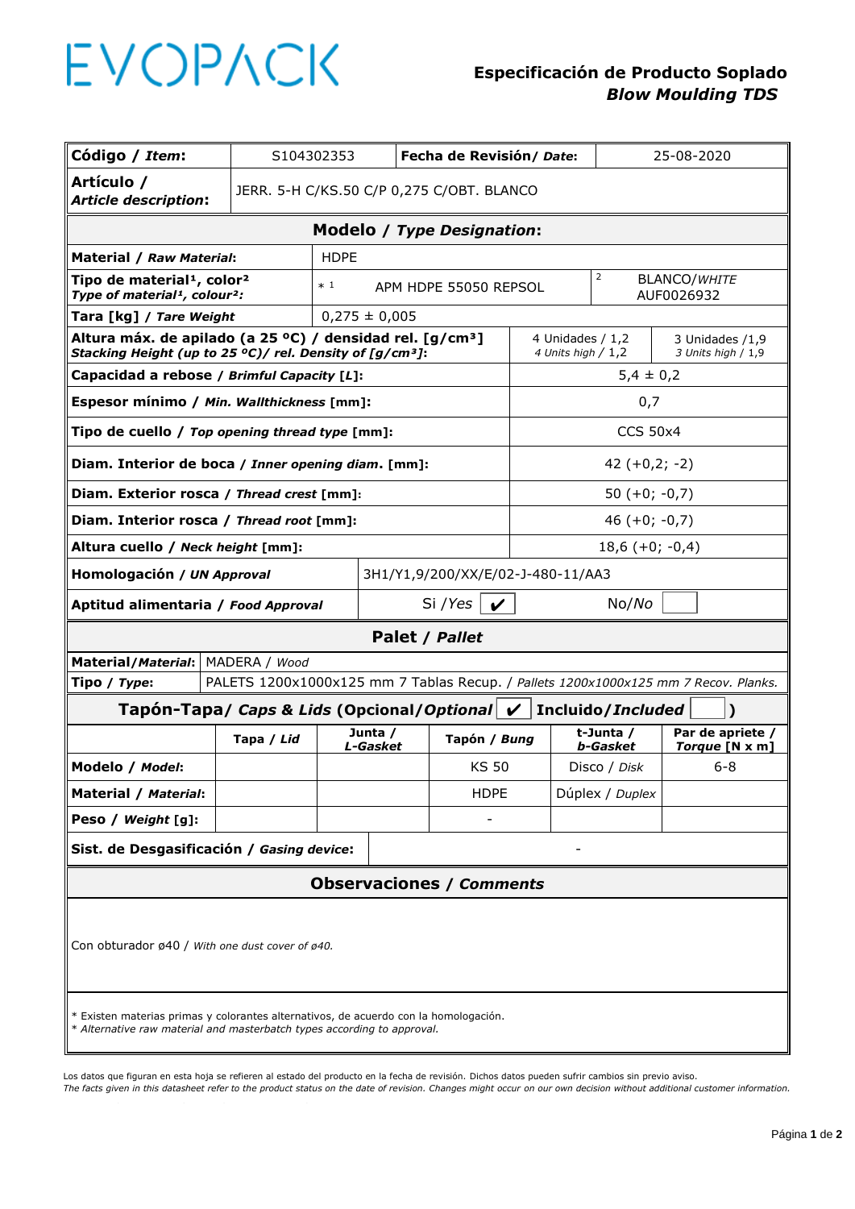EVOPACK

**Especificación de Producto Soplado**
***Blow Moulding TDS***

| **Código / *Item*:** | S104302353 | **Fecha de Revisión/ *Date*:** | 25-08-2020 |
|---|---|---|---|
| **Artículo / *Article description*:** | JERR. 5-H C/KS.50 C/P 0,275 C/OBT. BLANCO | | |

## Modelo / *Type Designation*:

| | | | |
|---|---|---|---|
| **Material / *Raw Material*:** | HDPE | | |
| **Tipo de material¹, color²** *Type of material¹, colour²:* | * 1 APM HDPE 55050 REPSOL | | 2 BLANCO/*WHITE* AUF0026932 |
| **Tara [kg] / *Tare Weight*** | 0,275 ± 0,005 | | |
| **Altura máx. de apilado (a 25 ºC) / densidad rel. [g/cm³]** *Stacking Height (up to 25 ºC)/ rel. Density of [g/cm³]:* | | 4 Unidades / 1,2 *4 Units high / 1,2* | 3 Unidades /1,9 *3 Units high / 1,9* |
| **Capacidad a rebose / *Brimful Capacity* [L]:** | | 5,4 ± 0,2 | |
| **Espesor mínimo / *Min. Wallthickness* [mm]:** | | 0,7 | |
| **Tipo de cuello / *Top opening thread type* [mm]:** | | CCS 50x4 | |
| **Diam. Interior de boca / *Inner opening diam*. [mm]:** | | 42 (+0,2; -2) | |
| **Diam. Exterior rosca / *Thread crest* [mm]:** | | 50 (+0; -0,7) | |
| **Diam. Interior rosca / *Thread root* [mm]:** | | 46 (+0; -0,7) | |
| **Altura cuello / *Neck height* [mm]:** | | 18,6 (+0; -0,4) | |
| **Homologación / *UN Approval*** | 3H1/Y1,9/200/XX/E/02-J-480-11/AA3 | | |
| **Aptitud alimentaria / *Food Approval*** | Si /*Yes* ✔ | | No/*No* ☐ |

## Palet / *Pallet*

| | |
|---|---|
| **Material/*Material*:** | MADERA / *Wood* |
| **Tipo / *Type*:** | PALETS 1200x1000x125 mm 7 Tablas Recup. / *Pallets 1200x1000x125 mm 7 Recov. Planks.* |

## Tapón-Tapa/ *Caps & Lids* (Opcional/*Optional* ✔ Incluido/*Included* ☐ )

| | **Tapa / *Lid*** | **Junta / *L-Gasket*** | **Tapón / *Bung*** | **t-Junta / *b-Gasket*** | **Par de apriete / *Torque* [N x m]** |
|---|---|---|---|---|---|
| **Modelo / *Model*:** | | | KS 50 | Disco / *Disk* | 6-8 |
| **Material / *Material*:** | | | HDPE | Dúplex / *Duplex* | |
| **Peso / *Weight* [g]:** | | | - | | |
| **Sist. de Desgasificación / *Gasing device*:** | - | | | | |

## Observaciones / *Comments*

Con obturador ø40 / *With one dust cover of ø40.*

\* Existen materias primas y colorantes alternativos, de acuerdo con la homologación.
\* *Alternative raw material and masterbatch types according to approval.*

Los datos que figuran en esta hoja se refieren al estado del producto en la fecha de revisión. Dichos datos pueden sufrir cambios sin previo aviso.
*The facts given in this datasheet refer to the product status on the date of revision. Changes might occur on our own decision without additional customer information.*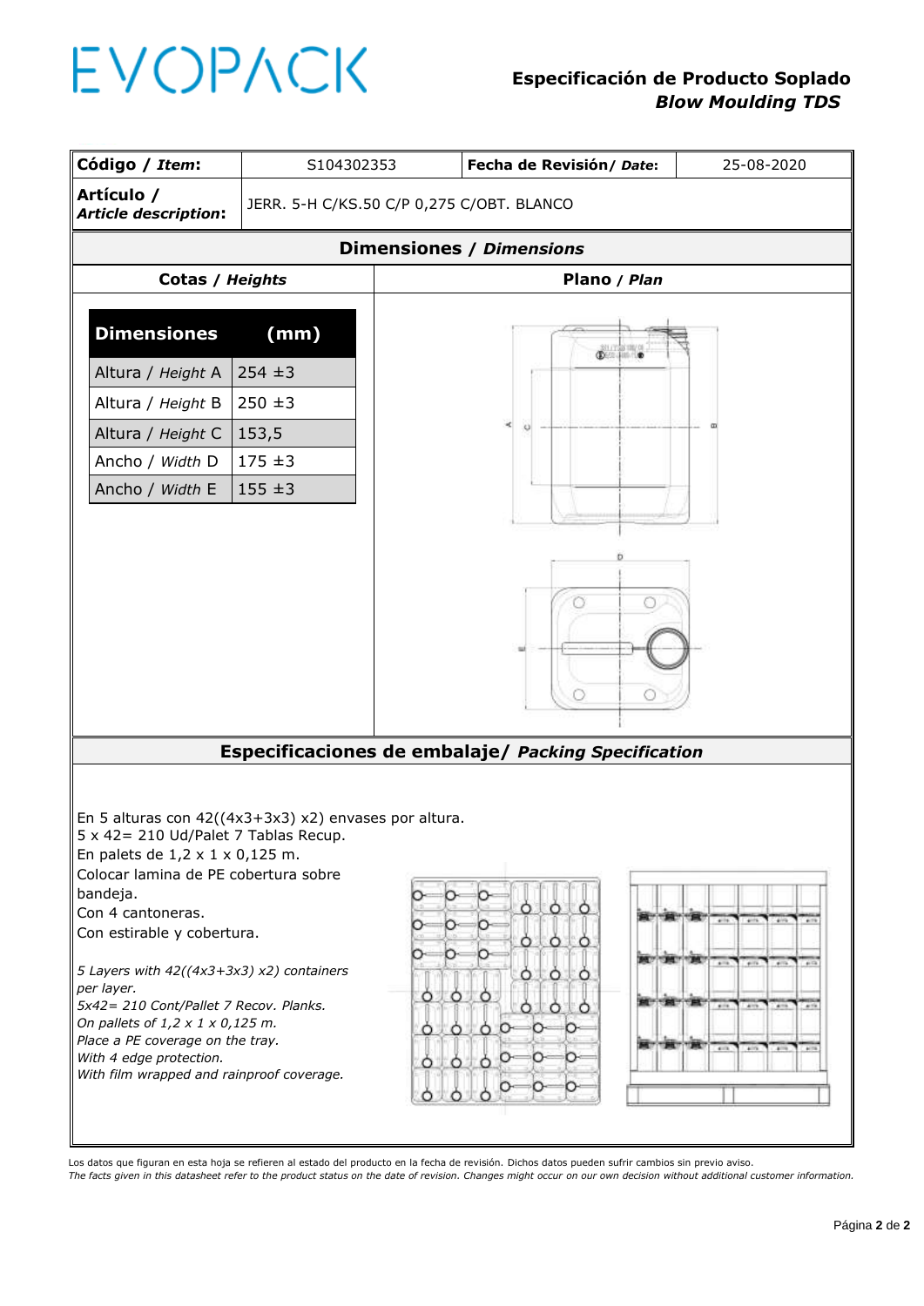# EVOPACK

**Especificación de Producto Soplado**
***Blow Moulding TDS***

| | | | |
|---|---|---|---|
| **Código / *Item*:** | S104302353 | **Fecha de Revisión/ *Date*:** | 25-08-2020 |
| **Artículo / *Article description*:** | JERR. 5-H C/KS.50 C/P 0,275 C/OBT. BLANCO | | |

## Dimensiones / *Dimensions*

**Cotas / *Heights***

| Dimensiones | (mm) |
|---|---|
| Altura / *Height* A | 254 ±3 |
| Altura / *Height* B | 250 ±3 |
| Altura / *Height* C | 153,5 |
| Ancho / *Width* D | 175 ±3 |
| Ancho / *Width* E | 155 ±3 |

**Plano / *Plan***

A
C
B
D
E

## Especificaciones de embalaje/ *Packing Specification*

En 5 alturas con 42((4x3+3x3) x2) envases por altura.
5 x 42= 210 Ud/Palet 7 Tablas Recup.
En palets de 1,2 x 1 x 0,125 m.
Colocar lamina de PE cobertura sobre bandeja.
Con 4 cantoneras.
Con estirable y cobertura.

*5 Layers with 42((4x3+3x3) x2) containers per layer.*
*5x42= 210 Cont/Pallet 7 Recov. Planks.*
*On pallets of 1,2 x 1 x 0,125 m.*
*Place a PE coverage on the tray.*
*With 4 edge protection.*
*With film wrapped and rainproof coverage.*

Los datos que figuran en esta hoja se refieren al estado del producto en la fecha de revisión. Dichos datos pueden sufrir cambios sin previo aviso.
*The facts given in this datasheet refer to the product status on the date of revision. Changes might occur on our own decision without additional customer information.*